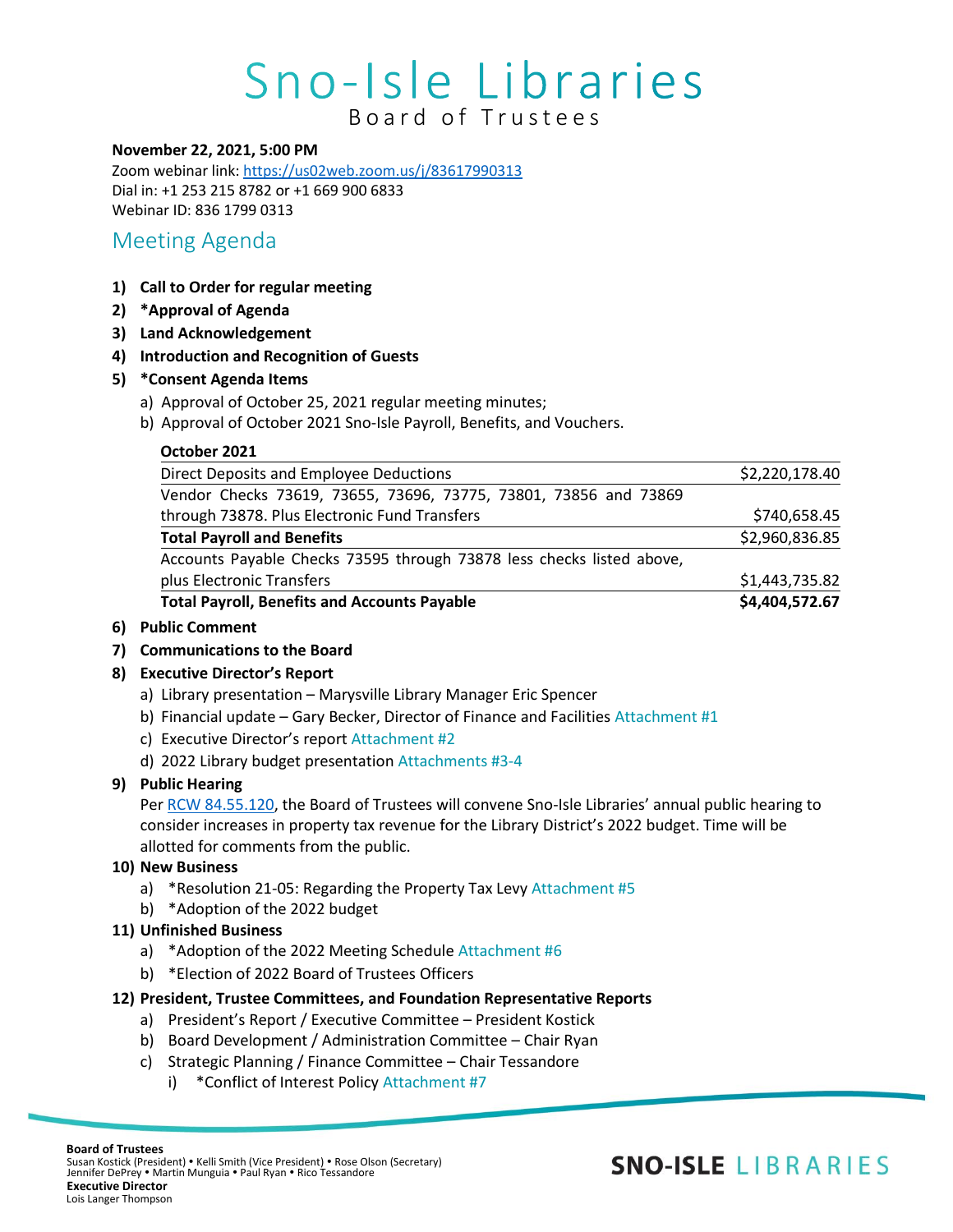# Sno-Isle Libraries

## Board of Trustees

**November 22, 2021, 5:00 PM**
Zoom webinar link: https://us02web.zoom.us/j/83617990313
Dial in: +1 253 215 8782 or +1 669 900 6833
Webinar ID: 836 1799 0313

## Meeting Agenda

1) **Call to Order for regular meeting**
2) **\*Approval of Agenda**
3) **Land Acknowledgement**
4) **Introduction and Recognition of Guests**
5) **\*Consent Agenda Items**
   a) Approval of October 25, 2021 regular meeting minutes;
   b) Approval of October 2021 Sno-Isle Payroll, Benefits, and Vouchers.

| **October 2021** | |
|---|---|
| Direct Deposits and Employee Deductions | $2,220,178.40 |
| Vendor Checks 73619, 73655, 73696, 73775, 73801, 73856 and 73869 through 73878. Plus Electronic Fund Transfers | $740,658.45 |
| **Total Payroll and Benefits** | $2,960,836.85 |
| Accounts Payable Checks 73595 through 73878 less checks listed above, plus Electronic Transfers | $1,443,735.82 |
| **Total Payroll, Benefits and Accounts Payable** | **$4,404,572.67** |

6) **Public Comment**
7) **Communications to the Board**
8) **Executive Director's Report**
   a) Library presentation – Marysville Library Manager Eric Spencer
   b) Financial update – Gary Becker, Director of Finance and Facilities Attachment #1
   c) Executive Director's report Attachment #2
   d) 2022 Library budget presentation Attachments #3-4
9) **Public Hearing**
   Per RCW 84.55.120, the Board of Trustees will convene Sno-Isle Libraries' annual public hearing to consider increases in property tax revenue for the Library District's 2022 budget. Time will be allotted for comments from the public.
10) **New Business**
   a) \*Resolution 21-05: Regarding the Property Tax Levy Attachment #5
   b) \*Adoption of the 2022 budget
11) **Unfinished Business**
   a) \*Adoption of the 2022 Meeting Schedule Attachment #6
   b) \*Election of 2022 Board of Trustees Officers
12) **President, Trustee Committees, and Foundation Representative Reports**
   a) President's Report / Executive Committee – President Kostick
   b) Board Development / Administration Committee – Chair Ryan
   c) Strategic Planning / Finance Committee – Chair Tessandore
      i) \*Conflict of Interest Policy Attachment #7

**Board of Trustees**
Susan Kostick (President) • Kelli Smith (Vice President) • Rose Olson (Secretary)
Jennifer DePrey • Martin Munguia • Paul Ryan • Rico Tessandore
**Executive Director**
Lois Langer Thompson

SNO-ISLE LIBRARIES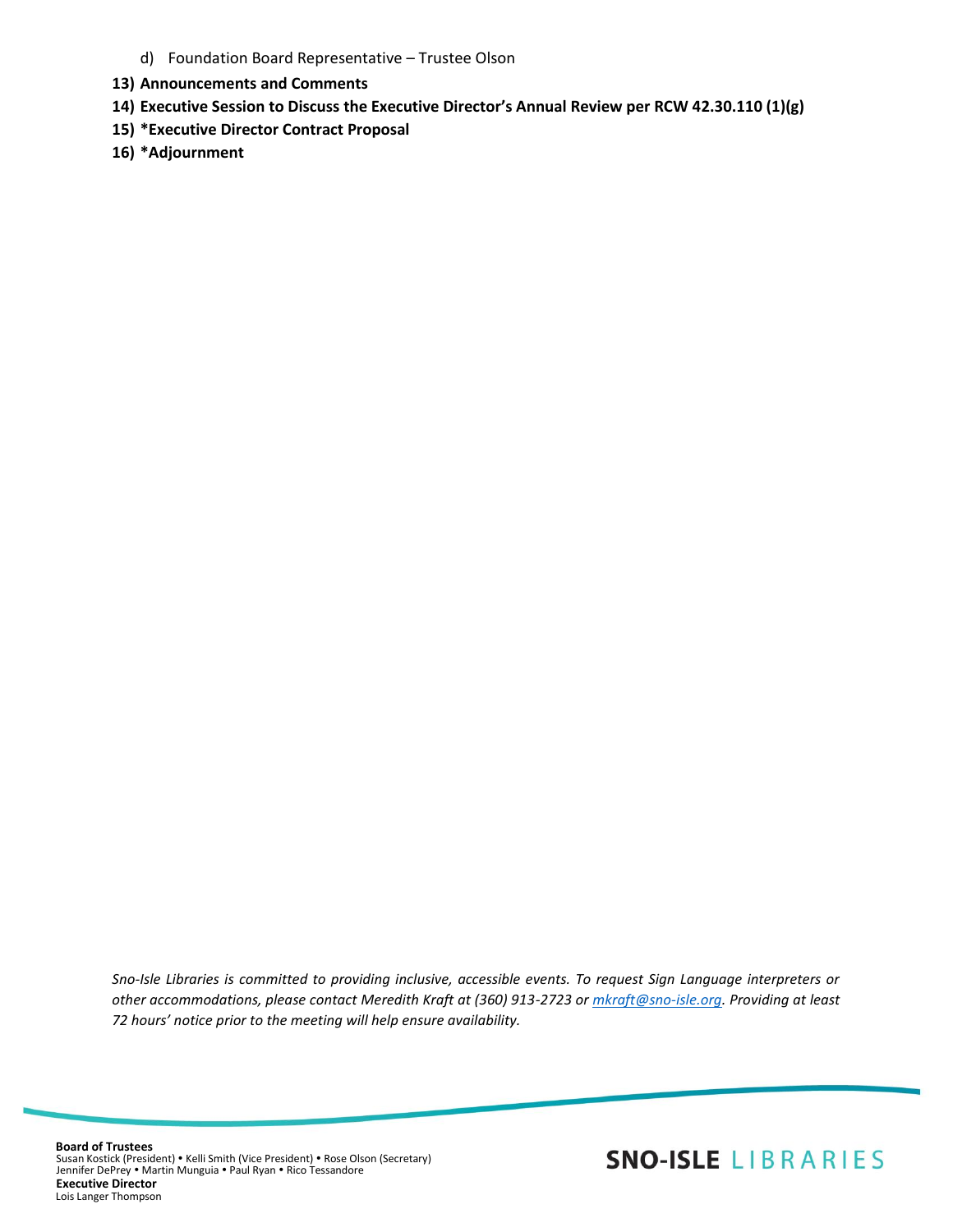d) Foundation Board Representative – Trustee Olson

**13) Announcements and Comments**

**14) Executive Session to Discuss the Executive Director's Annual Review per RCW 42.30.110 (1)(g)**

**15) *Executive Director Contract Proposal**

**16) *Adjournment**

*Sno-Isle Libraries is committed to providing inclusive, accessible events. To request Sign Language interpreters or other accommodations, please contact Meredith Kraft at (360) 913-2723 or [mkraft@sno-isle.org](mailto:mkraft@sno-isle.org). Providing at least 72 hours' notice prior to the meeting will help ensure availability.*

**Board of Trustees**
Susan Kostick (President) • Kelli Smith (Vice President) • Rose Olson (Secretary)
Jennifer DePrey • Martin Munguia • Paul Ryan • Rico Tessandore
**Executive Director**
Lois Langer Thompson

**SNO-ISLE** LIBRARIES